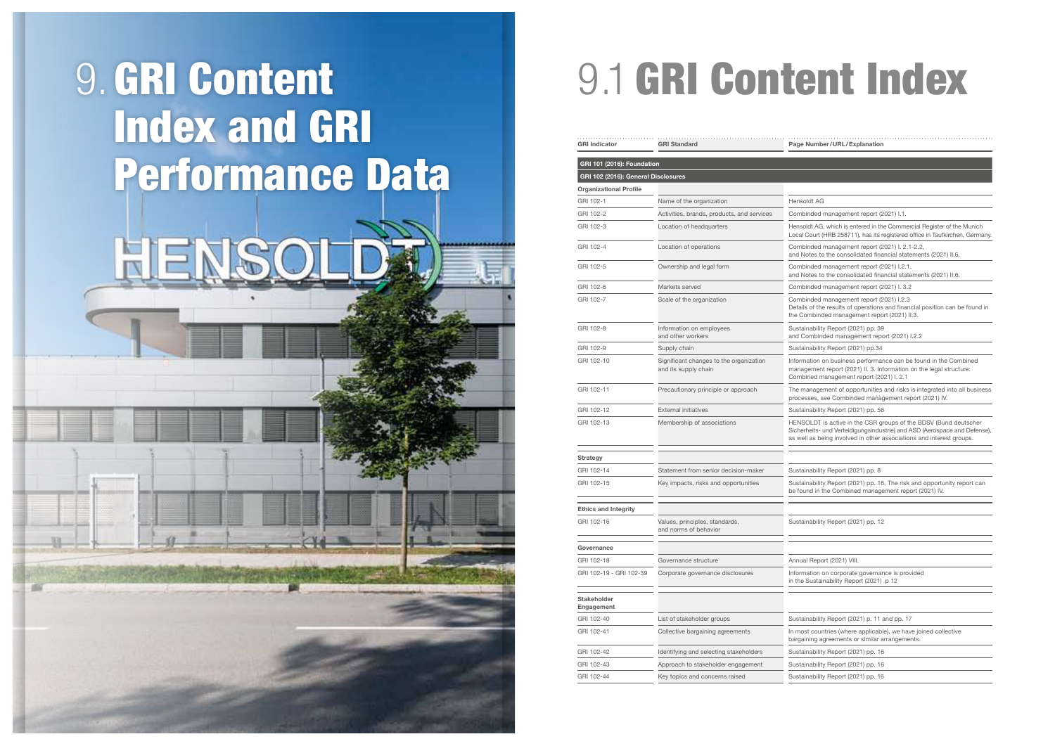# 9. GRI Content Index and GRI Performance Data

## 9.1 GRI Content Index

| GRI Indicator | GRI Standard | Page Number/URL/Explanation |
|---|---|---|
| **GRI 101 (2016): Foundation** | | |
| **GRI 102 (2016): General Disclosures** | | |
| **Organizational Profile** | | |
| GRI 102-1 | Name of the organization | Hensoldt AG |
| GRI 102-2 | Activities, brands, products, and services | Combinded management report (2021) I.1. |
| GRI 102-3 | Location of headquarters | Hensoldt AG, which is entered in the Commercial Register of the Munich Local Court (HRB 258711), has its registered office in Taufkirchen, Germany. |
| GRI 102-4 | Location of operations | Combinded management report (2021) I. 2.1-2.2, and Notes to the consolidated financial statements (2021) II.6. |
| GRI 102-5 | Ownership and legal form | Combinded management report (2021) I.2.1, and Notes to the consolidated financial statements (2021) II.6. |
| GRI 102-6 | Markets served | Combinded management report (2021) I. 3.2 |
| GRI 102-7 | Scale of the organization | Combinded management report (2021) I.2.3 Details of the results of operations and financial position can be found in the Combinded management report (2021) II.3. |
| GRI 102-8 | Information on employees and other workers | Sustainability Report (2021) pp. 39 and Combinded management report (2021) I.2.2 |
| GRI 102-9 | Supply chain | Sustainability Report (2021) pp.34 |
| GRI 102-10 | Significant changes to the organization and its supply chain | Information on business performance can be found in the Combined management report (2021) II. 3. Information on the legal structure: Combined management report (2021) I. 2.1 |
| GRI 102-11 | Precautionary principle or approach | The management of opportunities and risks is integrated into all business processes, see Combinded management report (2021) IV. |
| GRI 102-12 | External initiatives | Sustainability Report (2021) pp. 56 |
| GRI 102-13 | Membership of associations | HENSOLDT is active in the CSR groups of the BDSV (Bund deutscher Sicherheits- und Verteidigungsindustrie) and ASD (Aerospace and Defense), as well as being involved in other associations and interest groups. |
| **Strategy** | | |
| GRI 102-14 | Statement from senior decision-maker | Sustainability Report (2021) pp. 8 |
| GRI 102-15 | Key impacts, risks and opportunities | Sustainability Report (2021) pp. 16. The risk and opportunity report can be found in the Combined management report (2021) IV. |
| **Ethics and Integrity** | | |
| GRI 102-16 | Values, principles, standards, and norms of behavior | Sustainability Report (2021) pp. 12 |
| **Governance** | | |
| GRI 102-18 | Governance structure | Annual Report (2021) VIII. |
| GRI 102-19 - GRI 102-39 | Corporate governance disclosures | Information on corporate governance is provided in the Sustainability Report (2021) p 12 |
| **Stakeholder Engagement** | | |
| GRI 102-40 | List of stakeholder groups | Sustainability Report (2021) p. 11 and pp. 17 |
| GRI 102-41 | Collective bargaining agreements | In most countries (where applicable), we have joined collective bargaining agreements or similar arrangements. |
| GRI 102-42 | Identifying and selecting stakeholders | Sustainability Report (2021) pp. 16 |
| GRI 102-43 | Approach to stakeholder engagement | Sustainability Report (2021) pp. 16 |
| GRI 102-44 | Key topics and concerns raised | Sustainability Report (2021) pp. 16 |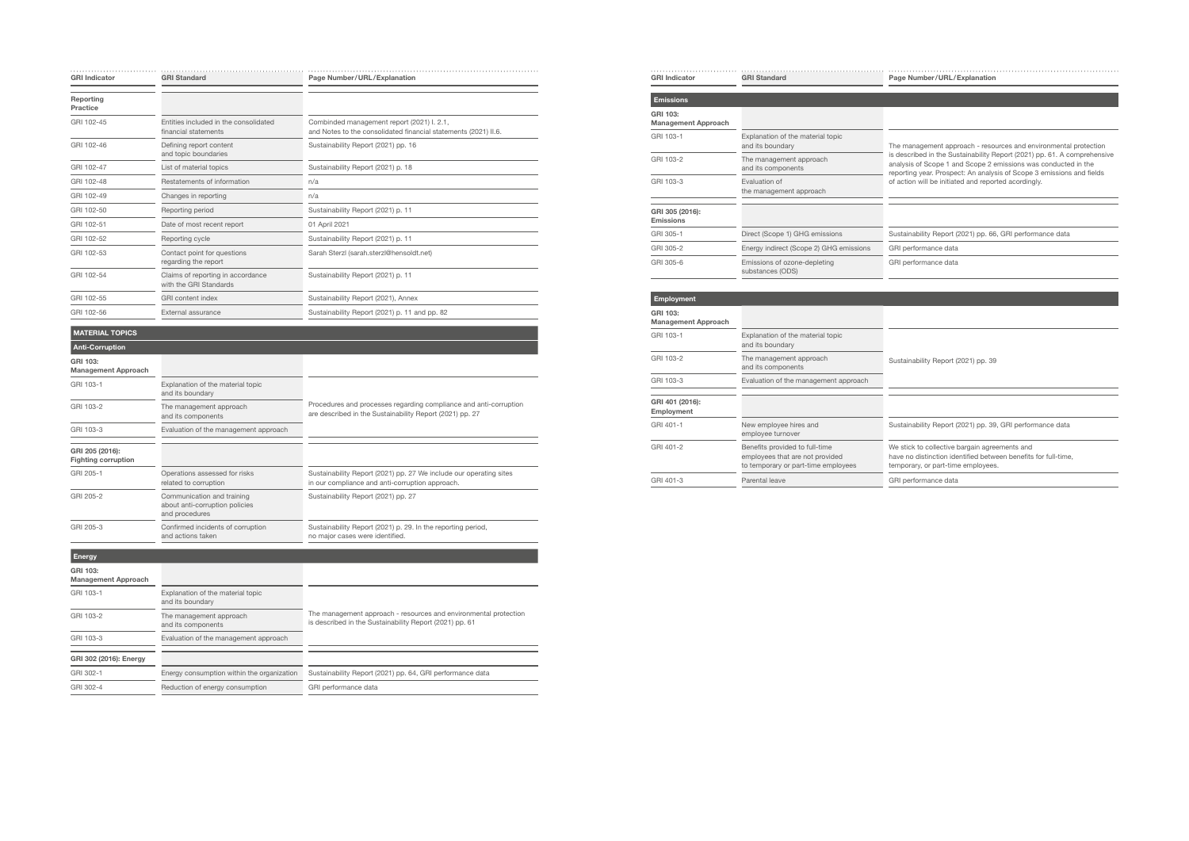| GRI Indicator | GRI Standard | Page Number/URL/Explanation |
|---|---|---|
| **Reporting Practice** | | |
| GRI 102-45 | Entities included in the consolidated financial statements | Combinded management report (2021) I. 2.1, and Notes to the consolidated financial statements (2021) II.6. |
| GRI 102-46 | Defining report content and topic boundaries | Sustainability Report (2021) pp. 16 |
| GRI 102-47 | List of material topics | Sustainability Report (2021) p. 18 |
| GRI 102-48 | Restatements of information | n/a |
| GRI 102-49 | Changes in reporting | n/a |
| GRI 102-50 | Reporting period | Sustainability Report (2021) p. 11 |
| GRI 102-51 | Date of most recent report | 01 April 2021 |
| GRI 102-52 | Reporting cycle | Sustainability Report (2021) p. 11 |
| GRI 102-53 | Contact point for questions regarding the report | Sarah Sterzl (sarah.sterzl@hensoldt.net) |
| GRI 102-54 | Claims of reporting in accordance with the GRI Standards | Sustainability Report (2021) p. 11 |
| GRI 102-55 | GRI content index | Sustainability Report (2021), Annex |
| GRI 102-56 | External assurance | Sustainability Report (2021) p. 11 and pp. 82 |
| **MATERIAL TOPICS** | | |
| **Anti-Corruption** | | |
| **GRI 103: Management Approach** | | |
| GRI 103-1 | Explanation of the material topic and its boundary | Procedures and processes regarding compliance and anti-corruption are described in the Sustainability Report (2021) pp. 27 |
| GRI 103-2 | The management approach and its components | |
| GRI 103-3 | Evaluation of the management approach | |
| **GRI 205 (2016): Fighting corruption** | | |
| GRI 205-1 | Operations assessed for risks related to corruption | Sustainability Report (2021) pp. 27 We include our operating sites in our compliance and anti-corruption approach. |
| GRI 205-2 | Communication and training about anti-corruption policies and procedures | Sustainability Report (2021) pp. 27 |
| GRI 205-3 | Confirmed incidents of corruption and actions taken | Sustainability Report (2021) p. 29. In the reporting period, no major cases were identified. |
| **Energy** | | |
| **GRI 103: Management Approach** | | |
| GRI 103-1 | Explanation of the material topic and its boundary | The management approach - resources and environmental protection is described in the Sustainability Report (2021) pp. 61 |
| GRI 103-2 | The management approach and its components | |
| GRI 103-3 | Evaluation of the management approach | |
| **GRI 302 (2016): Energy** | | |
| GRI 302-1 | Energy consumption within the organization | Sustainability Report (2021) pp. 64, GRI performance data |
| GRI 302-4 | Reduction of energy consumption | GRI performance data |

| GRI Indicator | GRI Standard | Page Number/URL/Explanation |
|---|---|---|
| **Emissions** | | |
| **GRI 103: Management Approach** | | |
| GRI 103-1 | Explanation of the material topic and its boundary | The management approach - resources and environmental protection is described in the Sustainability Report (2021) pp. 61. A comprehensive analysis of Scope 1 and Scope 2 emissions was conducted in the reporting year. Prospect: An analysis of Scope 3 emissions and fields of action will be initiated and reported acordingly. |
| GRI 103-2 | The management approach and its components | |
| GRI 103-3 | Evaluation of the management approach | |
| **GRI 305 (2016): Emissions** | | |
| GRI 305-1 | Direct (Scope 1) GHG emissions | Sustainability Report (2021) pp. 66, GRI performance data |
| GRI 305-2 | Energy indirect (Scope 2) GHG emissions | GRI performance data |
| GRI 305-6 | Emissions of ozone-depleting substances (ODS) | GRI performance data |
| **Employment** | | |
| **GRI 103: Management Approach** | | |
| GRI 103-1 | Explanation of the material topic and its boundary | Sustainability Report (2021) pp. 39 |
| GRI 103-2 | The management approach and its components | |
| GRI 103-3 | Evaluation of the management approach | |
| **GRI 401 (2016): Employment** | | |
| GRI 401-1 | New employee hires and employee turnover | Sustainability Report (2021) pp. 39, GRI performance data |
| GRI 401-2 | Benefits provided to full-time employees that are not provided to temporary or part-time employees | We stick to collective bargain agreements and have no distinction identified between benefits for full-time, temporary, or part-time employees. |
| GRI 401-3 | Parental leave | GRI performance data |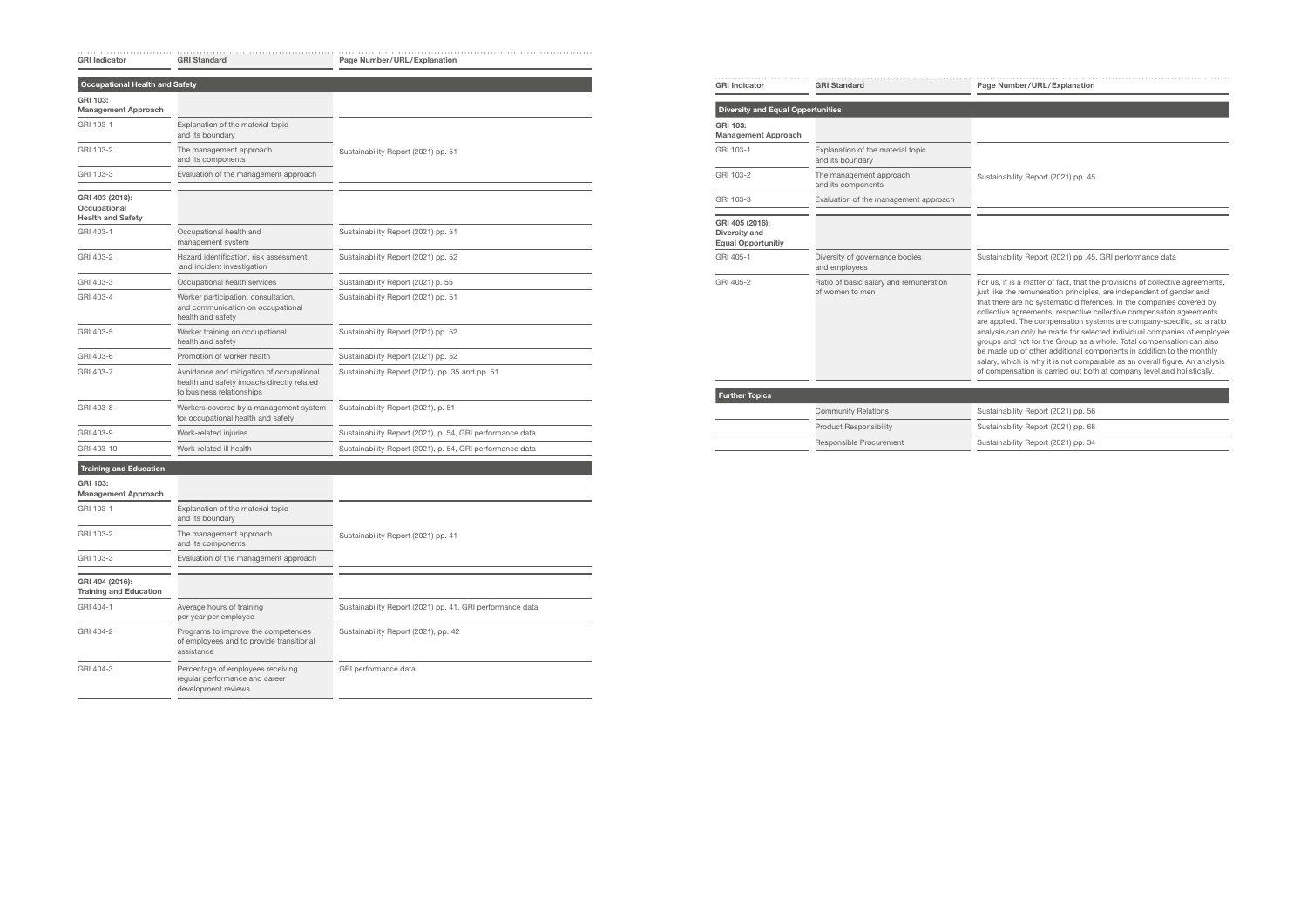| GRI Indicator | GRI Standard | Page Number/URL/Explanation |
|---|---|---|
| **Occupational Health and Safety** | | |
| **GRI 103: Management Approach** | | |
| GRI 103-1 | Explanation of the material topic and its boundary | Sustainability Report (2021) pp. 51 |
| GRI 103-2 | The management approach and its components | |
| GRI 103-3 | Evaluation of the management approach | |
| **GRI 403 (2018): Occupational Health and Safety** | | |
| GRI 403-1 | Occupational health and management system | Sustainability Report (2021) pp. 51 |
| GRI 403-2 | Hazard identification, risk assessment, and incident investigation | Sustainability Report (2021) pp. 52 |
| GRI 403-3 | Occupational health services | Sustainability Report (2021) p. 55 |
| GRI 403-4 | Worker participation, consultation, and communication on occupational health and safety | Sustainability Report (2021) pp. 51 |
| GRI 403-5 | Worker training on occupational health and safety | Sustainability Report (2021) pp. 52 |
| GRI 403-6 | Promotion of worker health | Sustainability Report (2021) pp. 52 |
| GRI 403-7 | Avoidance and mitigation of occupational health and safety impacts directly related to business relationships | Sustainability Report (2021), pp. 35 and pp. 51 |
| GRI 403-8 | Workers covered by a management system for occupational health and safety | Sustainability Report (2021), p. 51 |
| GRI 403-9 | Work-related injuries | Sustainability Report (2021), p. 54, GRI performance data |
| GRI 403-10 | Work-related ill health | Sustainability Report (2021), p. 54, GRI performance data |
| **Training and Education** | | |
| **GRI 103: Management Approach** | | |
| GRI 103-1 | Explanation of the material topic and its boundary | Sustainability Report (2021) pp. 41 |
| GRI 103-2 | The management approach and its components | |
| GRI 103-3 | Evaluation of the management approach | |
| **GRI 404 (2016): Training and Education** | | |
| GRI 404-1 | Average hours of training per year per employee | Sustainability Report (2021) pp. 41, GRI performance data |
| GRI 404-2 | Programs to improve the competences of employees and to provide transitional assistance | Sustainability Report (2021), pp. 42 |
| GRI 404-3 | Percentage of employees receiving regular performance and career development reviews | GRI performance data |

| GRI Indicator | GRI Standard | Page Number/URL/Explanation |
|---|---|---|
| **Diversity and Equal Opportunities** | | |
| **GRI 103: Management Approach** | | |
| GRI 103-1 | Explanation of the material topic and its boundary | Sustainability Report (2021) pp. 45 |
| GRI 103-2 | The management approach and its components | |
| GRI 103-3 | Evaluation of the management approach | |
| **GRI 405 (2016): Diversity and Equal Opportunitiy** | | |
| GRI 405-1 | Diversity of governance bodies and employees | Sustainability Report (2021) pp .45, GRI performance data |
| GRI 405-2 | Ratio of basic salary and remuneration of women to men | For us, it is a matter of fact, that the provisions of collective agreements, just like the remuneration principles, are independent of gender and that there are no systematic differences. In the companies covered by collective agreements, respective collective compensaton agreements are applied. The compensation systems are company-specific, so a ratio analysis can only be made for selected individual companies of employee groups and not for the Group as a whole. Total compensation can also be made up of other additional components in addition to the monthly salary, which is why it is not comparable as an overall figure. An analysis of compensation is carried out both at company level and holistically. |
| **Further Topics** | | |
| | Community Relations | Sustainability Report (2021) pp. 56 |
| | Product Responsibility | Sustainability Report (2021) pp. 68 |
| | Responsible Procurement | Sustainability Report (2021) pp. 34 |